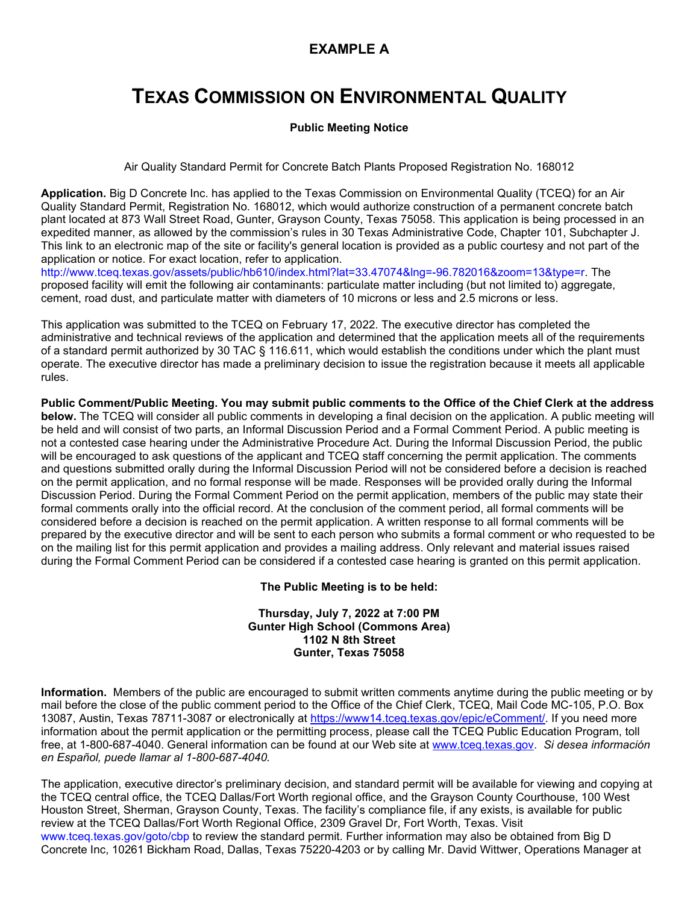**EXAMPLE A**

# TEXAS COMMISSION ON ENVIRONMENTAL QUALITY

**Public Meeting Notice**

Air Quality Standard Permit for Concrete Batch Plants Proposed Registration No. 168012

**Application.** Big D Concrete Inc. has applied to the Texas Commission on Environmental Quality (TCEQ) for an Air Quality Standard Permit, Registration No. 168012, which would authorize construction of a permanent concrete batch plant located at 873 Wall Street Road, Gunter, Grayson County, Texas 75058. This application is being processed in an expedited manner, as allowed by the commission's rules in 30 Texas Administrative Code, Chapter 101, Subchapter J. This link to an electronic map of the site or facility's general location is provided as a public courtesy and not part of the application or notice. For exact location, refer to application. http://www.tceq.texas.gov/assets/public/hb610/index.html?lat=33.47074&lng=-96.782016&zoom=13&type=r. The proposed facility will emit the following air contaminants: particulate matter including (but not limited to) aggregate, cement, road dust, and particulate matter with diameters of 10 microns or less and 2.5 microns or less.

This application was submitted to the TCEQ on February 17, 2022. The executive director has completed the administrative and technical reviews of the application and determined that the application meets all of the requirements of a standard permit authorized by 30 TAC § 116.611, which would establish the conditions under which the plant must operate. The executive director has made a preliminary decision to issue the registration because it meets all applicable rules.

**Public Comment/Public Meeting. You may submit public comments to the Office of the Chief Clerk at the address below.** The TCEQ will consider all public comments in developing a final decision on the application. A public meeting will be held and will consist of two parts, an Informal Discussion Period and a Formal Comment Period. A public meeting is not a contested case hearing under the Administrative Procedure Act. During the Informal Discussion Period, the public will be encouraged to ask questions of the applicant and TCEQ staff concerning the permit application. The comments and questions submitted orally during the Informal Discussion Period will not be considered before a decision is reached on the permit application, and no formal response will be made. Responses will be provided orally during the Informal Discussion Period. During the Formal Comment Period on the permit application, members of the public may state their formal comments orally into the official record. At the conclusion of the comment period, all formal comments will be considered before a decision is reached on the permit application. A written response to all formal comments will be prepared by the executive director and will be sent to each person who submits a formal comment or who requested to be on the mailing list for this permit application and provides a mailing address. Only relevant and material issues raised during the Formal Comment Period can be considered if a contested case hearing is granted on this permit application.

**The Public Meeting is to be held:**

**Thursday, July 7, 2022 at 7:00 PM**
**Gunter High School (Commons Area)**
**1102 N 8th Street**
**Gunter, Texas 75058**

**Information.** Members of the public are encouraged to submit written comments anytime during the public meeting or by mail before the close of the public comment period to the Office of the Chief Clerk, TCEQ, Mail Code MC-105, P.O. Box 13087, Austin, Texas 78711-3087 or electronically at https://www14.tceq.texas.gov/epic/eComment/. If you need more information about the permit application or the permitting process, please call the TCEQ Public Education Program, toll free, at 1-800-687-4040. General information can be found at our Web site at www.tceq.texas.gov. *Si desea información en Español, puede llamar al 1-800-687-4040.*

The application, executive director's preliminary decision, and standard permit will be available for viewing and copying at the TCEQ central office, the TCEQ Dallas/Fort Worth regional office, and the Grayson County Courthouse, 100 West Houston Street, Sherman, Grayson County, Texas. The facility's compliance file, if any exists, is available for public review at the TCEQ Dallas/Fort Worth Regional Office, 2309 Gravel Dr, Fort Worth, Texas. Visit www.tceq.texas.gov/goto/cbp to review the standard permit. Further information may also be obtained from Big D Concrete Inc, 10261 Bickham Road, Dallas, Texas 75220-4203 or by calling Mr. David Wittwer, Operations Manager at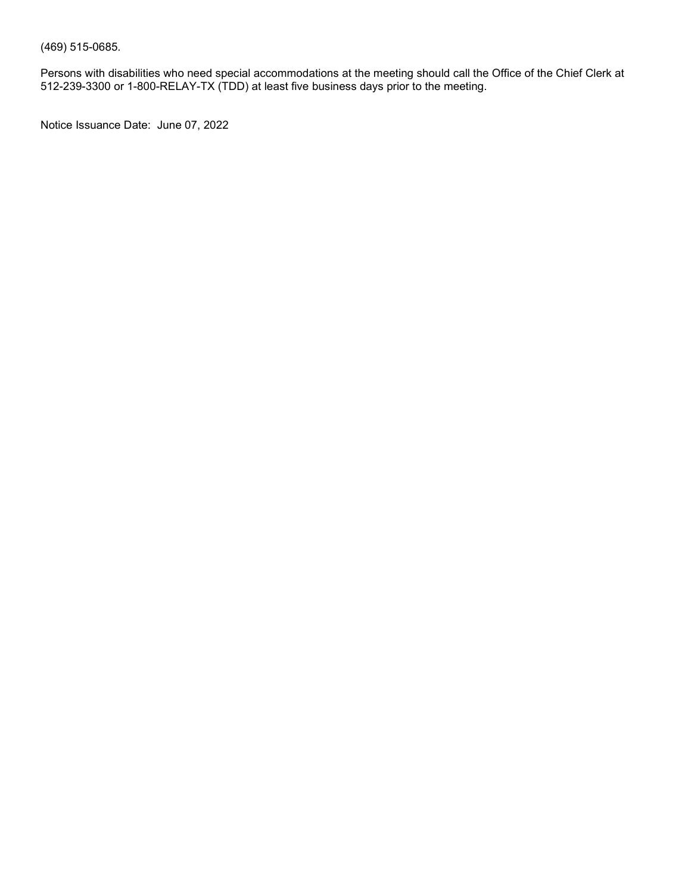(469) 515-0685.

Persons with disabilities who need special accommodations at the meeting should call the Office of the Chief Clerk at 512-239-3300 or 1-800-RELAY-TX (TDD) at least five business days prior to the meeting.

Notice Issuance Date: June 07, 2022